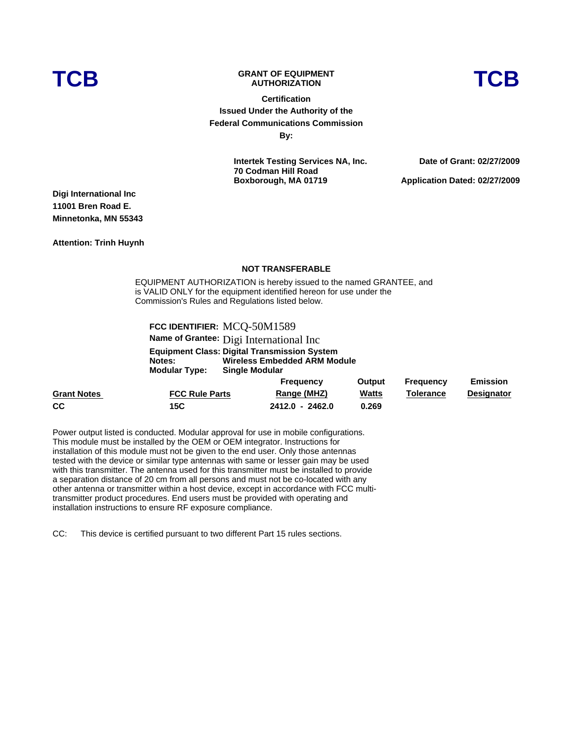**TCB** **GRANT OF EQUIPMENT AUTHORIZATION** **TCB**

**Certification**
**Issued Under the Authority of the**
**Federal Communications Commission**
**By:**

**Intertek Testing Services NA, Inc.**
**70 Codman Hill Road**
**Boxborough, MA 01719**

**Date of Grant: 02/27/2009**

**Application Dated: 02/27/2009**

**Digi International Inc**
**11001 Bren Road E.**
**Minnetonka, MN 55343**

**Attention: Trinh Huynh**

**NOT TRANSFERABLE**

EQUIPMENT AUTHORIZATION is hereby issued to the named GRANTEE, and is VALID ONLY for the equipment identified hereon for use under the Commission's Rules and Regulations listed below.

**FCC IDENTIFIER:** MCQ-50M1589
**Name of Grantee:** Digi International Inc
**Equipment Class: Digital Transmission System**
**Notes:** **Wireless Embedded ARM Module**
**Modular Type:** **Single Modular**

| Grant Notes | FCC Rule Parts | Frequency Range (MHZ) | Output Watts | Frequency Tolerance | Emission Designator |
|---|---|---|---|---|---|
| CC | 15C | 2412.0 - 2462.0 | 0.269 | | |

Power output listed is conducted. Modular approval for use in mobile configurations. This module must be installed by the OEM or OEM integrator. Instructions for installation of this module must not be given to the end user. Only those antennas tested with the device or similar type antennas with same or lesser gain may be used with this transmitter. The antenna used for this transmitter must be installed to provide a separation distance of 20 cm from all persons and must not be co-located with any other antenna or transmitter within a host device, except in accordance with FCC multi-transmitter product procedures. End users must be provided with operating and installation instructions to ensure RF exposure compliance.

CC: This device is certified pursuant to two different Part 15 rules sections.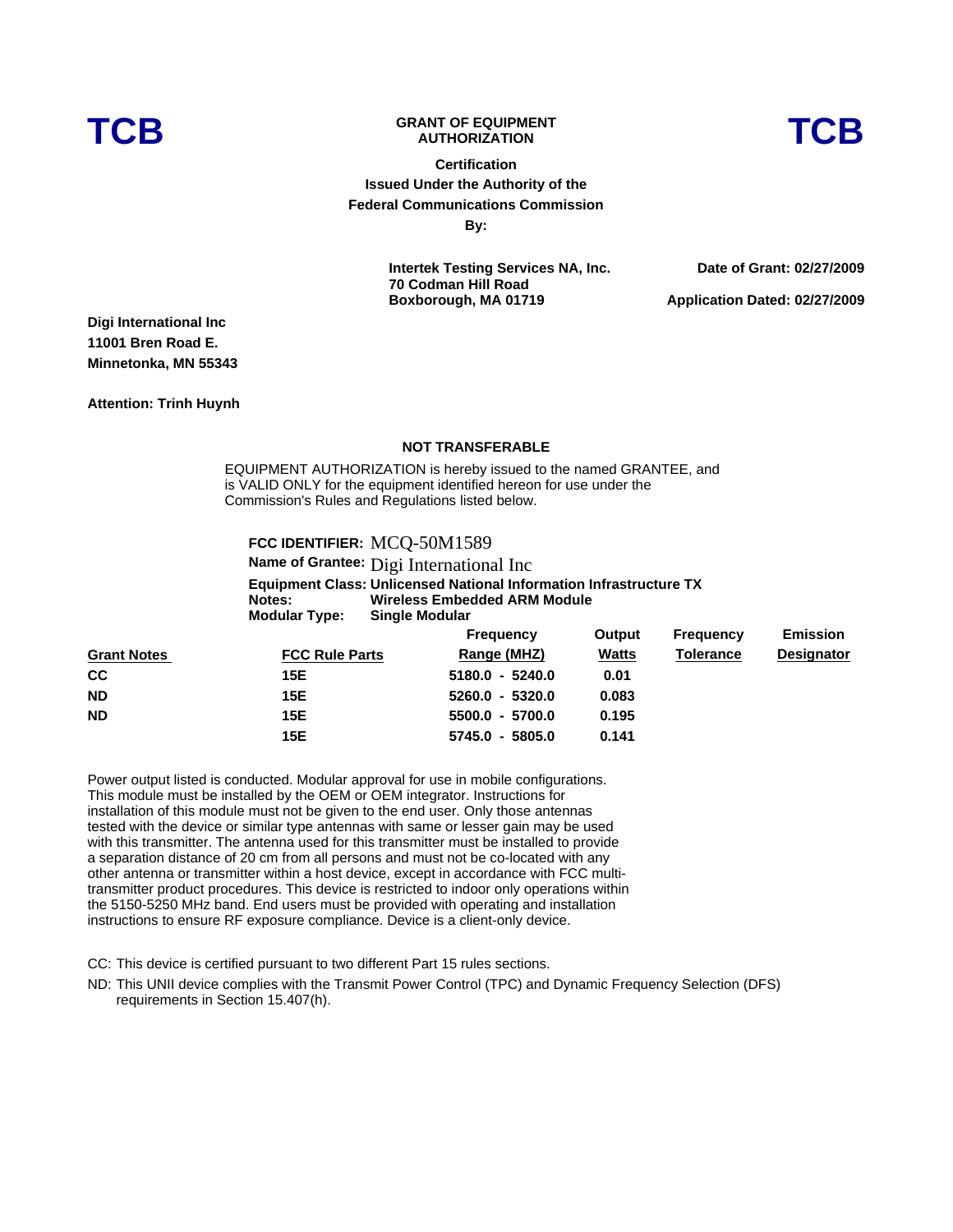**TCB** | **GRANT OF EQUIPMENT AUTHORIZATION** | **TCB**

**Certification**
**Issued Under the Authority of the**
**Federal Communications Commission**
**By:**

**Intertek Testing Services NA, Inc.**
**70 Codman Hill Road**
**Boxborough, MA 01719**

**Date of Grant: 02/27/2009**

**Application Dated: 02/27/2009**

**Digi International Inc**
**11001 Bren Road E.**
**Minnetonka, MN 55343**

**Attention: Trinh Huynh**

**NOT TRANSFERABLE**

EQUIPMENT AUTHORIZATION is hereby issued to the named GRANTEE, and is VALID ONLY for the equipment identified hereon for use under the Commission's Rules and Regulations listed below.

**FCC IDENTIFIER:** MCQ-50M1589
**Name of Grantee:** Digi International Inc
**Equipment Class: Unlicensed National Information Infrastructure TX**
**Notes: Wireless Embedded ARM Module**
**Modular Type: Single Modular**

| Grant Notes | FCC Rule Parts | Frequency Range (MHZ) | Output Watts | Frequency Tolerance | Emission Designator |
|---|---|---|---|---|---|
| CC | 15E | 5180.0 - 5240.0 | 0.01 | | |
| ND | 15E | 5260.0 - 5320.0 | 0.083 | | |
| ND | 15E | 5500.0 - 5700.0 | 0.195 | | |
| | 15E | 5745.0 - 5805.0 | 0.141 | | |

Power output listed is conducted. Modular approval for use in mobile configurations. This module must be installed by the OEM or OEM integrator. Instructions for installation of this module must not be given to the end user. Only those antennas tested with the device or similar type antennas with same or lesser gain may be used with this transmitter. The antenna used for this transmitter must be installed to provide a separation distance of 20 cm from all persons and must not be co-located with any other antenna or transmitter within a host device, except in accordance with FCC multi-transmitter product procedures. This device is restricted to indoor only operations within the 5150-5250 MHz band. End users must be provided with operating and installation instructions to ensure RF exposure compliance. Device is a client-only device.

CC: This device is certified pursuant to two different Part 15 rules sections.

ND: This UNII device complies with the Transmit Power Control (TPC) and Dynamic Frequency Selection (DFS) requirements in Section 15.407(h).